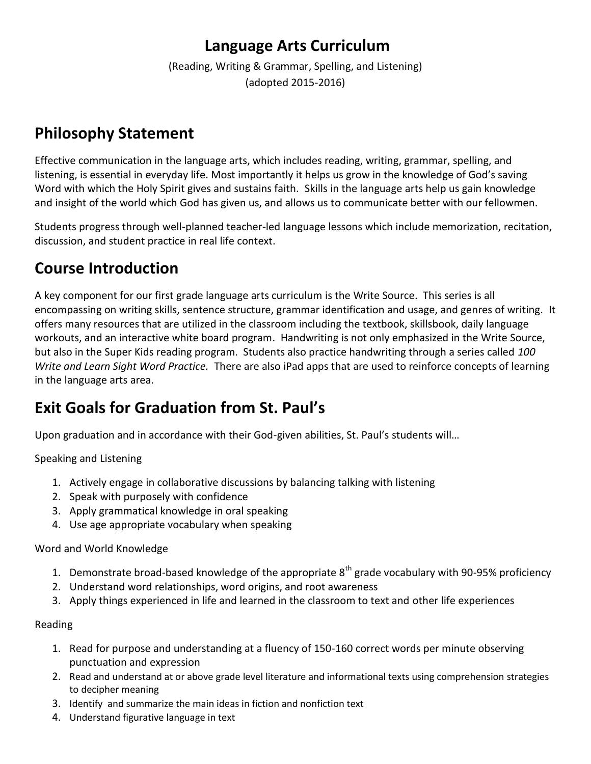# Language Arts Curriculum

(Reading, Writing & Grammar, Spelling, and Listening)
(adopted 2015-2016)

## Philosophy Statement

Effective communication in the language arts, which includes reading, writing, grammar, spelling, and listening, is essential in everyday life. Most importantly it helps us grow in the knowledge of God's saving Word with which the Holy Spirit gives and sustains faith. Skills in the language arts help us gain knowledge and insight of the world which God has given us, and allows us to communicate better with our fellowmen.

Students progress through well-planned teacher-led language lessons which include memorization, recitation, discussion, and student practice in real life context.

## Course Introduction

A key component for our first grade language arts curriculum is the Write Source. This series is all encompassing on writing skills, sentence structure, grammar identification and usage, and genres of writing. It offers many resources that are utilized in the classroom including the textbook, skillsbook, daily language workouts, and an interactive white board program. Handwriting is not only emphasized in the Write Source, but also in the Super Kids reading program. Students also practice handwriting through a series called *100 Write and Learn Sight Word Practice.* There are also iPad apps that are used to reinforce concepts of learning in the language arts area.

## Exit Goals for Graduation from St. Paul's

Upon graduation and in accordance with their God-given abilities, St. Paul's students will…

Speaking and Listening

1. Actively engage in collaborative discussions by balancing talking with listening
2. Speak with purposely with confidence
3. Apply grammatical knowledge in oral speaking
4. Use age appropriate vocabulary when speaking

Word and World Knowledge

1. Demonstrate broad-based knowledge of the appropriate 8th grade vocabulary with 90-95% proficiency
2. Understand word relationships, word origins, and root awareness
3. Apply things experienced in life and learned in the classroom to text and other life experiences

Reading

1. Read for purpose and understanding at a fluency of 150-160 correct words per minute observing punctuation and expression
2. Read and understand at or above grade level literature and informational texts using comprehension strategies to decipher meaning
3. Identify and summarize the main ideas in fiction and nonfiction text
4. Understand figurative language in text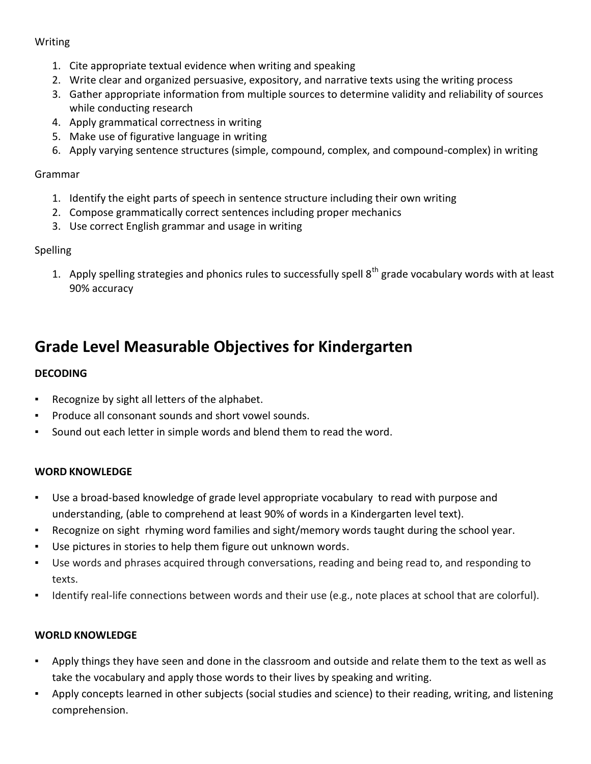Writing

1. Cite appropriate textual evidence when writing and speaking
2. Write clear and organized persuasive, expository, and narrative texts using the writing process
3. Gather appropriate information from multiple sources to determine validity and reliability of sources while conducting research
4. Apply grammatical correctness in writing
5. Make use of figurative language in writing
6. Apply varying sentence structures (simple, compound, complex, and compound-complex) in writing

Grammar

1. Identify the eight parts of speech in sentence structure including their own writing
2. Compose grammatically correct sentences including proper mechanics
3. Use correct English grammar and usage in writing

Spelling

1. Apply spelling strategies and phonics rules to successfully spell 8th grade vocabulary words with at least 90% accuracy

## Grade Level Measurable Objectives for Kindergarten

**DECODING**

- Recognize by sight all letters of the alphabet.
- Produce all consonant sounds and short vowel sounds.
- Sound out each letter in simple words and blend them to read the word.

**WORD KNOWLEDGE**

- Use a broad-based knowledge of grade level appropriate vocabulary to read with purpose and understanding, (able to comprehend at least 90% of words in a Kindergarten level text).
- Recognize on sight rhyming word families and sight/memory words taught during the school year.
- Use pictures in stories to help them figure out unknown words.
- Use words and phrases acquired through conversations, reading and being read to, and responding to texts.
- Identify real-life connections between words and their use (e.g., note places at school that are colorful).

**WORLD KNOWLEDGE**

- Apply things they have seen and done in the classroom and outside and relate them to the text as well as take the vocabulary and apply those words to their lives by speaking and writing.
- Apply concepts learned in other subjects (social studies and science) to their reading, writing, and listening comprehension.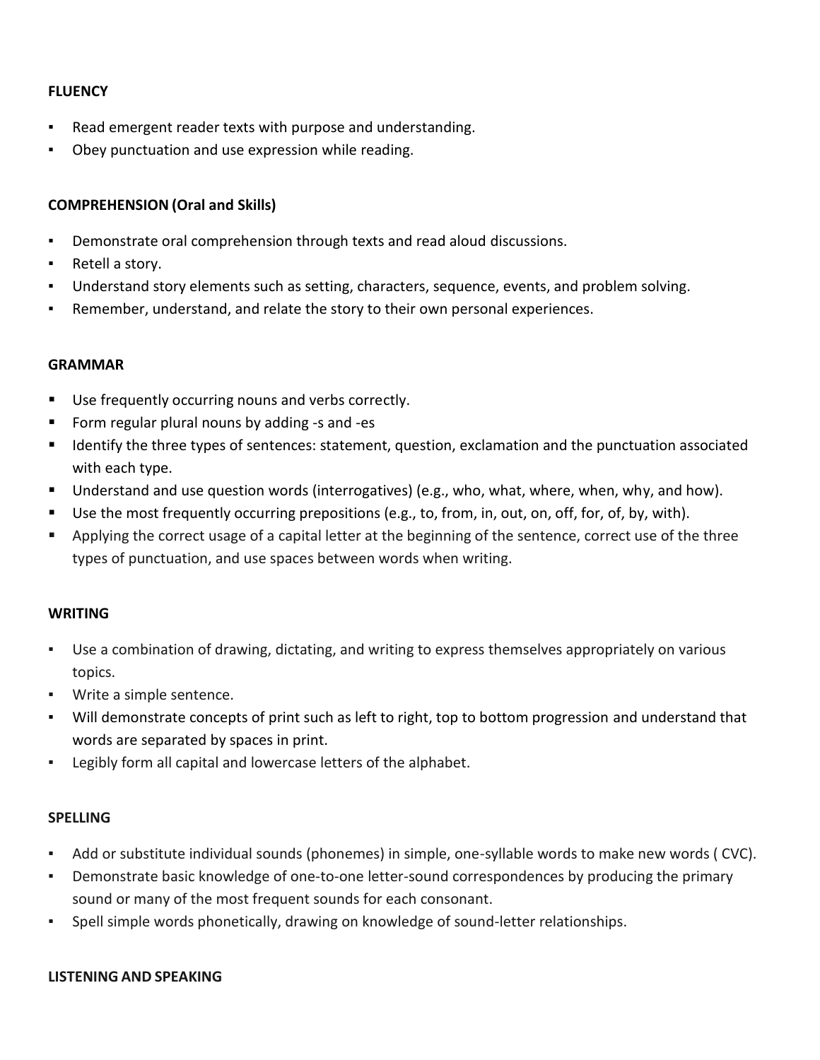**FLUENCY**

- Read emergent reader texts with purpose and understanding.
- Obey punctuation and use expression while reading.

**COMPREHENSION (Oral and Skills)**

- Demonstrate oral comprehension through texts and read aloud discussions.
- Retell a story.
- Understand story elements such as setting, characters, sequence, events, and problem solving.
- Remember, understand, and relate the story to their own personal experiences.

**GRAMMAR**

- Use frequently occurring nouns and verbs correctly.
- Form regular plural nouns by adding -s and -es
- Identify the three types of sentences: statement, question, exclamation and the punctuation associated with each type.
- Understand and use question words (interrogatives) (e.g., who, what, where, when, why, and how).
- Use the most frequently occurring prepositions (e.g., to, from, in, out, on, off, for, of, by, with).
- Applying the correct usage of a capital letter at the beginning of the sentence, correct use of the three types of punctuation, and use spaces between words when writing.

**WRITING**

- Use a combination of drawing, dictating, and writing to express themselves appropriately on various topics.
- Write a simple sentence.
- Will demonstrate concepts of print such as left to right, top to bottom progression and understand that words are separated by spaces in print.
- Legibly form all capital and lowercase letters of the alphabet.

**SPELLING**

- Add or substitute individual sounds (phonemes) in simple, one-syllable words to make new words ( CVC).
- Demonstrate basic knowledge of one-to-one letter-sound correspondences by producing the primary sound or many of the most frequent sounds for each consonant.
- Spell simple words phonetically, drawing on knowledge of sound-letter relationships.

**LISTENING AND SPEAKING**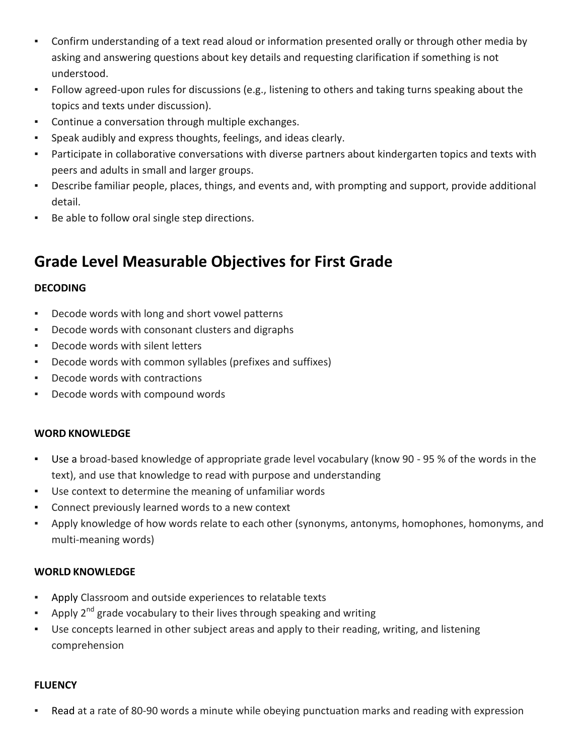- Confirm understanding of a text read aloud or information presented orally or through other media by asking and answering questions about key details and requesting clarification if something is not understood.
- Follow agreed-upon rules for discussions (e.g., listening to others and taking turns speaking about the topics and texts under discussion).
- Continue a conversation through multiple exchanges.
- Speak audibly and express thoughts, feelings, and ideas clearly.
- Participate in collaborative conversations with diverse partners about kindergarten topics and texts with peers and adults in small and larger groups.
- Describe familiar people, places, things, and events and, with prompting and support, provide additional detail.
- Be able to follow oral single step directions.

## Grade Level Measurable Objectives for First Grade

**DECODING**

- Decode words with long and short vowel patterns
- Decode words with consonant clusters and digraphs
- Decode words with silent letters
- Decode words with common syllables (prefixes and suffixes)
- Decode words with contractions
- Decode words with compound words

**WORD KNOWLEDGE**

- Use a broad-based knowledge of appropriate grade level vocabulary (know 90 - 95 % of the words in the text), and use that knowledge to read with purpose and understanding
- Use context to determine the meaning of unfamiliar words
- Connect previously learned words to a new context
- Apply knowledge of how words relate to each other (synonyms, antonyms, homophones, homonyms, and multi-meaning words)

**WORLD KNOWLEDGE**

- Apply Classroom and outside experiences to relatable texts
- Apply 2nd grade vocabulary to their lives through speaking and writing
- Use concepts learned in other subject areas and apply to their reading, writing, and listening comprehension

**FLUENCY**

- Read at a rate of 80-90 words a minute while obeying punctuation marks and reading with expression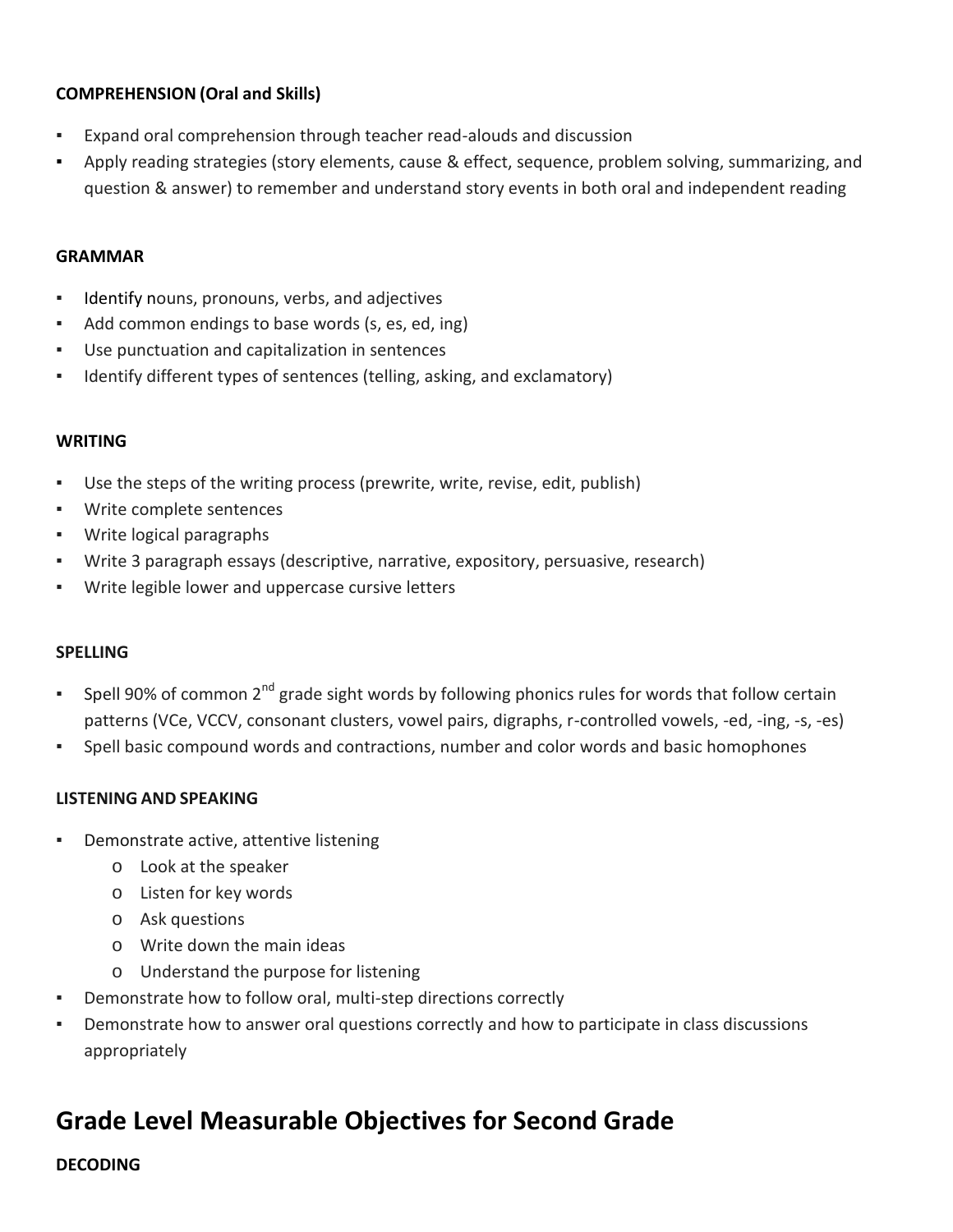**COMPREHENSION (Oral and Skills)**

- Expand oral comprehension through teacher read-alouds and discussion
- Apply reading strategies (story elements, cause & effect, sequence, problem solving, summarizing, and question & answer) to remember and understand story events in both oral and independent reading

**GRAMMAR**

- Identify nouns, pronouns, verbs, and adjectives
- Add common endings to base words (s, es, ed, ing)
- Use punctuation and capitalization in sentences
- Identify different types of sentences (telling, asking, and exclamatory)

**WRITING**

- Use the steps of the writing process (prewrite, write, revise, edit, publish)
- Write complete sentences
- Write logical paragraphs
- Write 3 paragraph essays (descriptive, narrative, expository, persuasive, research)
- Write legible lower and uppercase cursive letters

**SPELLING**

- Spell 90% of common 2nd grade sight words by following phonics rules for words that follow certain patterns (VCe, VCCV, consonant clusters, vowel pairs, digraphs, r-controlled vowels, -ed, -ing, -s, -es)
- Spell basic compound words and contractions, number and color words and basic homophones

**LISTENING AND SPEAKING**

- Demonstrate active, attentive listening
  - Look at the speaker
  - Listen for key words
  - Ask questions
  - Write down the main ideas
  - Understand the purpose for listening
- Demonstrate how to follow oral, multi-step directions correctly
- Demonstrate how to answer oral questions correctly and how to participate in class discussions appropriately

## Grade Level Measurable Objectives for Second Grade

**DECODING**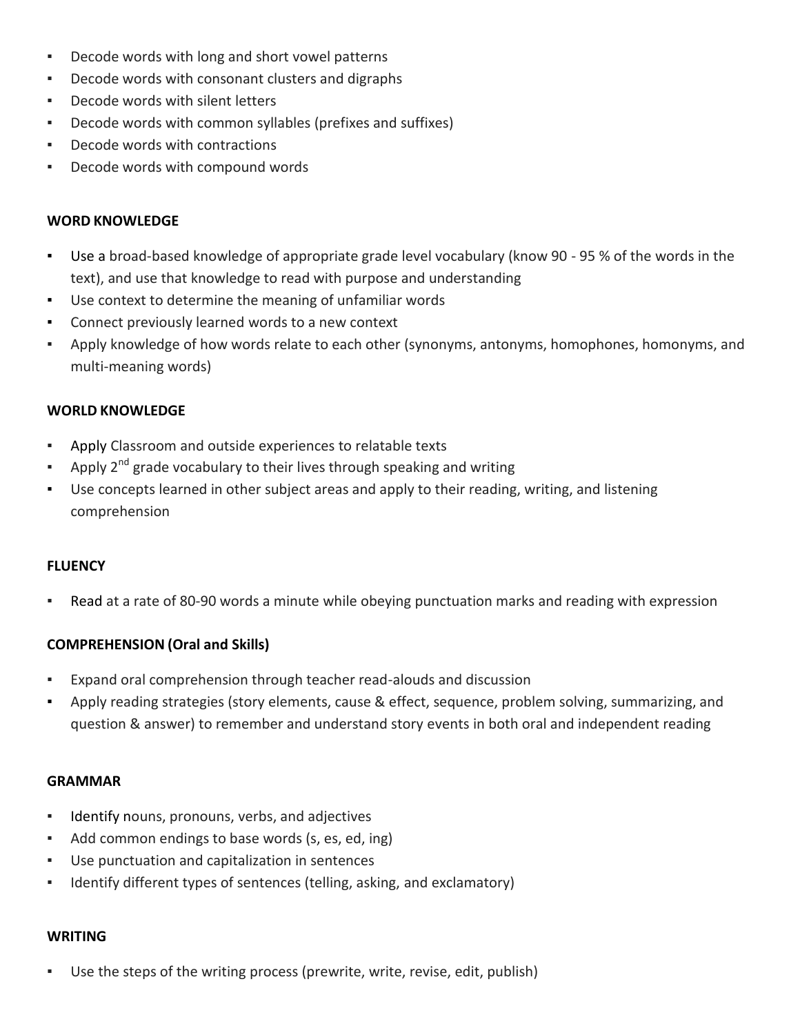- Decode words with long and short vowel patterns
- Decode words with consonant clusters and digraphs
- Decode words with silent letters
- Decode words with common syllables (prefixes and suffixes)
- Decode words with contractions
- Decode words with compound words

**WORD KNOWLEDGE**

- Use a broad-based knowledge of appropriate grade level vocabulary (know 90 - 95 % of the words in the text), and use that knowledge to read with purpose and understanding
- Use context to determine the meaning of unfamiliar words
- Connect previously learned words to a new context
- Apply knowledge of how words relate to each other (synonyms, antonyms, homophones, homonyms, and multi-meaning words)

**WORLD KNOWLEDGE**

- Apply Classroom and outside experiences to relatable texts
- Apply 2nd grade vocabulary to their lives through speaking and writing
- Use concepts learned in other subject areas and apply to their reading, writing, and listening comprehension

**FLUENCY**

- Read at a rate of 80-90 words a minute while obeying punctuation marks and reading with expression

**COMPREHENSION (Oral and Skills)**

- Expand oral comprehension through teacher read-alouds and discussion
- Apply reading strategies (story elements, cause & effect, sequence, problem solving, summarizing, and question & answer) to remember and understand story events in both oral and independent reading

**GRAMMAR**

- Identify nouns, pronouns, verbs, and adjectives
- Add common endings to base words (s, es, ed, ing)
- Use punctuation and capitalization in sentences
- Identify different types of sentences (telling, asking, and exclamatory)

**WRITING**

- Use the steps of the writing process (prewrite, write, revise, edit, publish)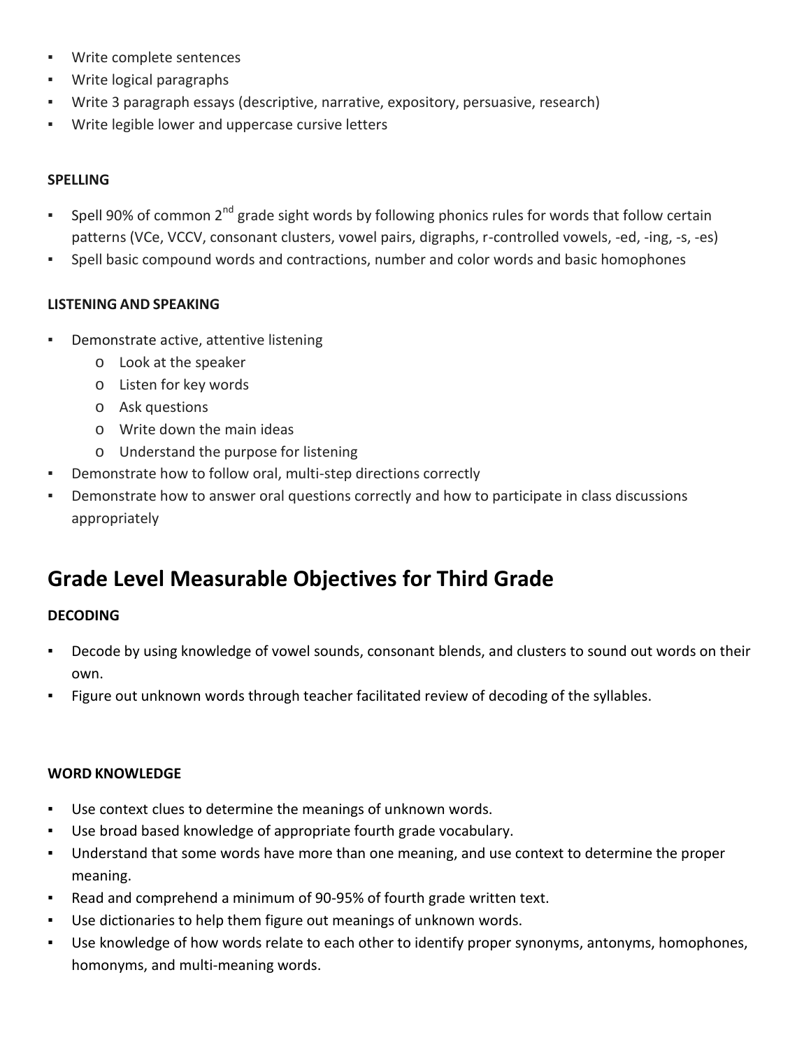- Write complete sentences
- Write logical paragraphs
- Write 3 paragraph essays (descriptive, narrative, expository, persuasive, research)
- Write legible lower and uppercase cursive letters

**SPELLING**

- Spell 90% of common 2nd grade sight words by following phonics rules for words that follow certain patterns (VCe, VCCV, consonant clusters, vowel pairs, digraphs, r-controlled vowels, -ed, -ing, -s, -es)
- Spell basic compound words and contractions, number and color words and basic homophones

**LISTENING AND SPEAKING**

- Demonstrate active, attentive listening
  - Look at the speaker
  - Listen for key words
  - Ask questions
  - Write down the main ideas
  - Understand the purpose for listening
- Demonstrate how to follow oral, multi-step directions correctly
- Demonstrate how to answer oral questions correctly and how to participate in class discussions appropriately

## Grade Level Measurable Objectives for Third Grade

**DECODING**

- Decode by using knowledge of vowel sounds, consonant blends, and clusters to sound out words on their own.
- Figure out unknown words through teacher facilitated review of decoding of the syllables.

**WORD KNOWLEDGE**

- Use context clues to determine the meanings of unknown words.
- Use broad based knowledge of appropriate fourth grade vocabulary.
- Understand that some words have more than one meaning, and use context to determine the proper meaning.
- Read and comprehend a minimum of 90-95% of fourth grade written text.
- Use dictionaries to help them figure out meanings of unknown words.
- Use knowledge of how words relate to each other to identify proper synonyms, antonyms, homophones, homonyms, and multi-meaning words.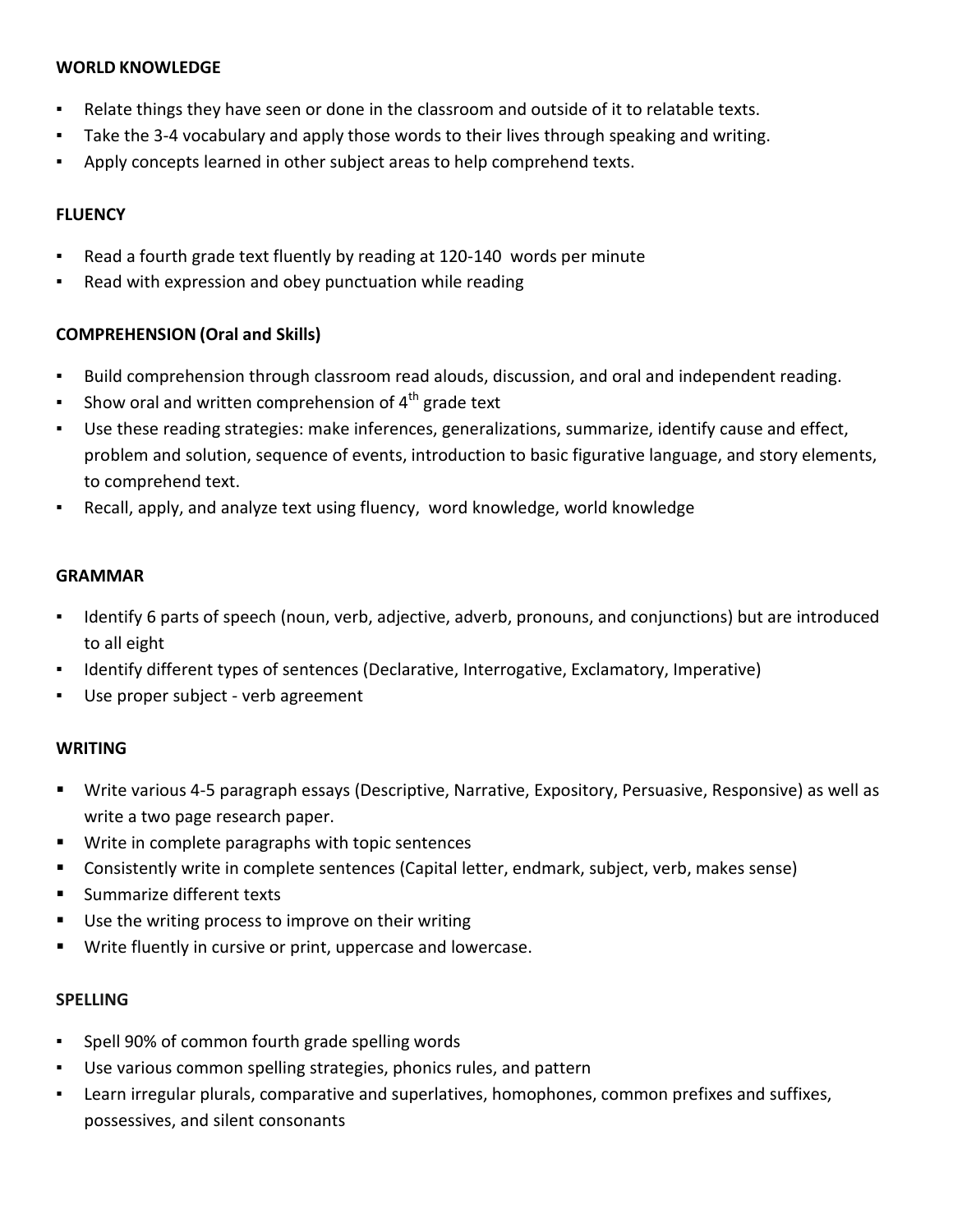**WORLD KNOWLEDGE**

- Relate things they have seen or done in the classroom and outside of it to relatable texts.
- Take the 3-4 vocabulary and apply those words to their lives through speaking and writing.
- Apply concepts learned in other subject areas to help comprehend texts.

**FLUENCY**

- Read a fourth grade text fluently by reading at 120-140 words per minute
- Read with expression and obey punctuation while reading

**COMPREHENSION (Oral and Skills)**

- Build comprehension through classroom read alouds, discussion, and oral and independent reading.
- Show oral and written comprehension of 4th grade text
- Use these reading strategies: make inferences, generalizations, summarize, identify cause and effect, problem and solution, sequence of events, introduction to basic figurative language, and story elements, to comprehend text.
- Recall, apply, and analyze text using fluency, word knowledge, world knowledge

**GRAMMAR**

- Identify 6 parts of speech (noun, verb, adjective, adverb, pronouns, and conjunctions) but are introduced to all eight
- Identify different types of sentences (Declarative, Interrogative, Exclamatory, Imperative)
- Use proper subject - verb agreement

**WRITING**

- Write various 4-5 paragraph essays (Descriptive, Narrative, Expository, Persuasive, Responsive) as well as write a two page research paper.
- Write in complete paragraphs with topic sentences
- Consistently write in complete sentences (Capital letter, endmark, subject, verb, makes sense)
- Summarize different texts
- Use the writing process to improve on their writing
- Write fluently in cursive or print, uppercase and lowercase.

**SPELLING**

- Spell 90% of common fourth grade spelling words
- Use various common spelling strategies, phonics rules, and pattern
- Learn irregular plurals, comparative and superlatives, homophones, common prefixes and suffixes, possessives, and silent consonants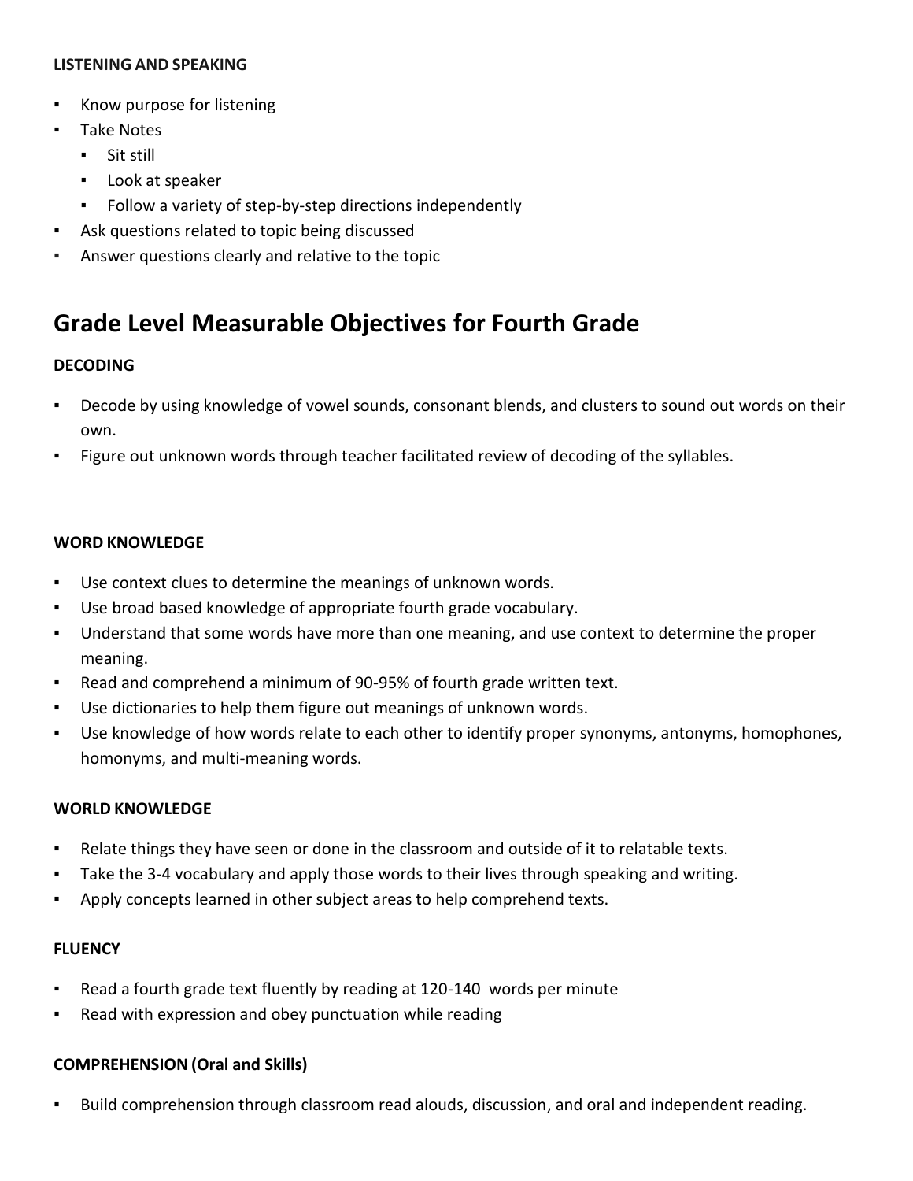**LISTENING AND SPEAKING**

- Know purpose for listening
- Take Notes
  - Sit still
  - Look at speaker
  - Follow a variety of step-by-step directions independently
- Ask questions related to topic being discussed
- Answer questions clearly and relative to the topic

## Grade Level Measurable Objectives for Fourth Grade

**DECODING**

- Decode by using knowledge of vowel sounds, consonant blends, and clusters to sound out words on their own.
- Figure out unknown words through teacher facilitated review of decoding of the syllables.

**WORD KNOWLEDGE**

- Use context clues to determine the meanings of unknown words.
- Use broad based knowledge of appropriate fourth grade vocabulary.
- Understand that some words have more than one meaning, and use context to determine the proper meaning.
- Read and comprehend a minimum of 90-95% of fourth grade written text.
- Use dictionaries to help them figure out meanings of unknown words.
- Use knowledge of how words relate to each other to identify proper synonyms, antonyms, homophones, homonyms, and multi-meaning words.

**WORLD KNOWLEDGE**

- Relate things they have seen or done in the classroom and outside of it to relatable texts.
- Take the 3-4 vocabulary and apply those words to their lives through speaking and writing.
- Apply concepts learned in other subject areas to help comprehend texts.

**FLUENCY**

- Read a fourth grade text fluently by reading at 120-140 words per minute
- Read with expression and obey punctuation while reading

**COMPREHENSION (Oral and Skills)**

- Build comprehension through classroom read alouds, discussion, and oral and independent reading.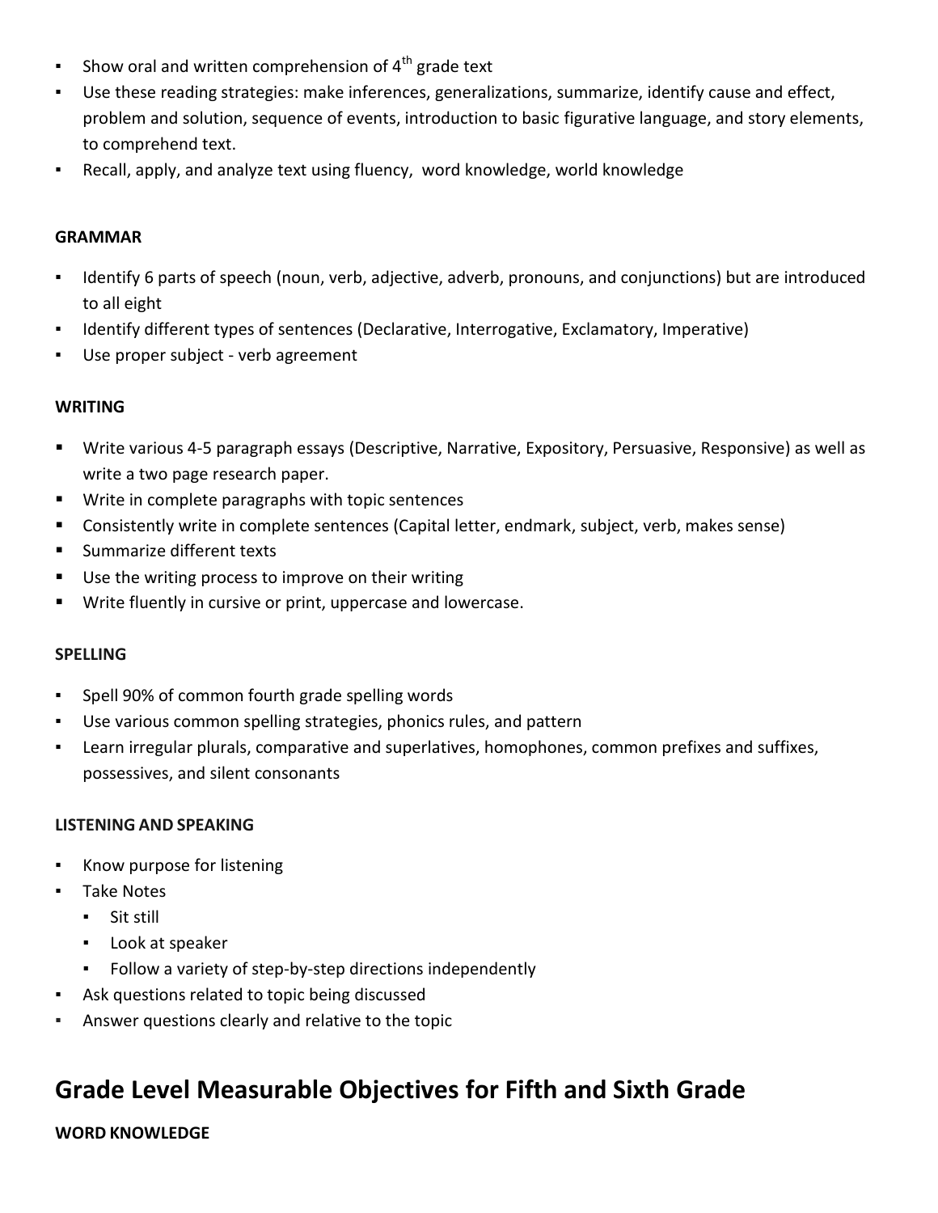- Show oral and written comprehension of 4th grade text
- Use these reading strategies: make inferences, generalizations, summarize, identify cause and effect, problem and solution, sequence of events, introduction to basic figurative language, and story elements, to comprehend text.
- Recall, apply, and analyze text using fluency, word knowledge, world knowledge

**GRAMMAR**

- Identify 6 parts of speech (noun, verb, adjective, adverb, pronouns, and conjunctions) but are introduced to all eight
- Identify different types of sentences (Declarative, Interrogative, Exclamatory, Imperative)
- Use proper subject - verb agreement

**WRITING**

- Write various 4-5 paragraph essays (Descriptive, Narrative, Expository, Persuasive, Responsive) as well as write a two page research paper.
- Write in complete paragraphs with topic sentences
- Consistently write in complete sentences (Capital letter, endmark, subject, verb, makes sense)
- Summarize different texts
- Use the writing process to improve on their writing
- Write fluently in cursive or print, uppercase and lowercase.

**SPELLING**

- Spell 90% of common fourth grade spelling words
- Use various common spelling strategies, phonics rules, and pattern
- Learn irregular plurals, comparative and superlatives, homophones, common prefixes and suffixes, possessives, and silent consonants

**LISTENING AND SPEAKING**

- Know purpose for listening
- Take Notes
  - Sit still
  - Look at speaker
  - Follow a variety of step-by-step directions independently
- Ask questions related to topic being discussed
- Answer questions clearly and relative to the topic

## Grade Level Measurable Objectives for Fifth and Sixth Grade

**WORD KNOWLEDGE**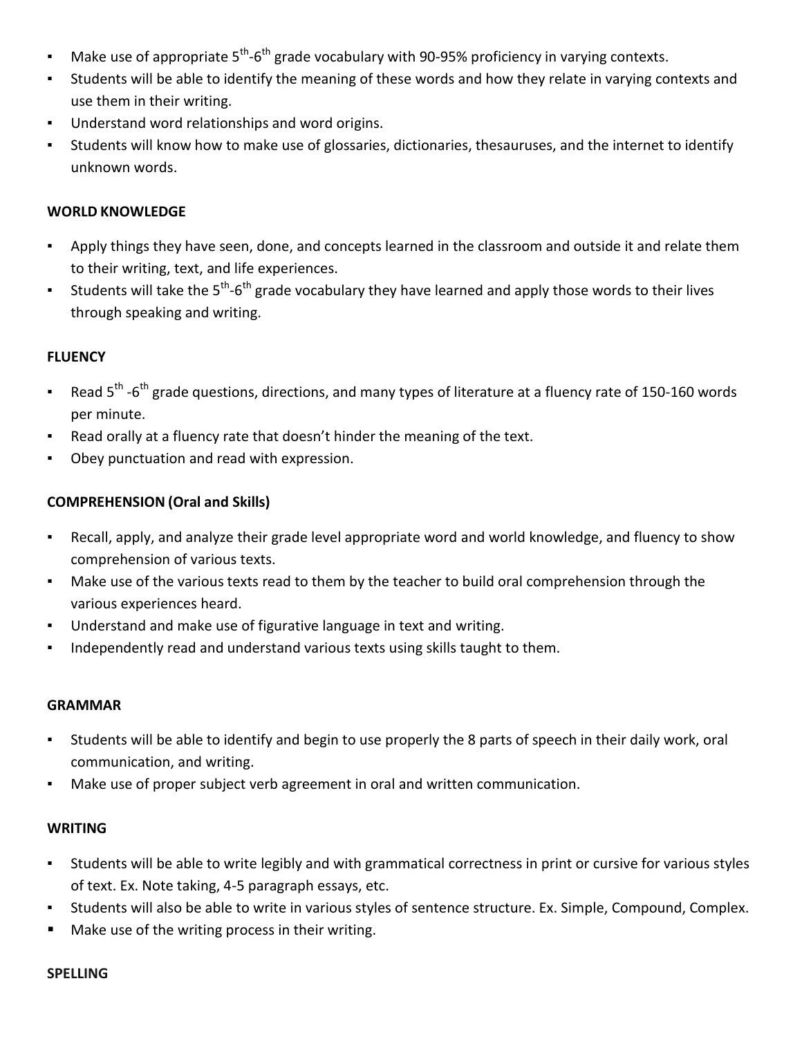- Make use of appropriate $5^{th}$-$6^{th}$ grade vocabulary with 90-95% proficiency in varying contexts.
- Students will be able to identify the meaning of these words and how they relate in varying contexts and use them in their writing.
- Understand word relationships and word origins.
- Students will know how to make use of glossaries, dictionaries, thesauruses, and the internet to identify unknown words.

**WORLD KNOWLEDGE**

- Apply things they have seen, done, and concepts learned in the classroom and outside it and relate them to their writing, text, and life experiences.
- Students will take the $5^{th}$-$6^{th}$ grade vocabulary they have learned and apply those words to their lives through speaking and writing.

**FLUENCY**

- Read $5^{th}$ -$6^{th}$ grade questions, directions, and many types of literature at a fluency rate of 150-160 words per minute.
- Read orally at a fluency rate that doesn't hinder the meaning of the text.
- Obey punctuation and read with expression.

**COMPREHENSION (Oral and Skills)**

- Recall, apply, and analyze their grade level appropriate word and world knowledge, and fluency to show comprehension of various texts.
- Make use of the various texts read to them by the teacher to build oral comprehension through the various experiences heard.
- Understand and make use of figurative language in text and writing.
- Independently read and understand various texts using skills taught to them.

**GRAMMAR**

- Students will be able to identify and begin to use properly the 8 parts of speech in their daily work, oral communication, and writing.
- Make use of proper subject verb agreement in oral and written communication.

**WRITING**

- Students will be able to write legibly and with grammatical correctness in print or cursive for various styles of text. Ex. Note taking, 4-5 paragraph essays, etc.
- Students will also be able to write in various styles of sentence structure. Ex. Simple, Compound, Complex.
- Make use of the writing process in their writing.

**SPELLING**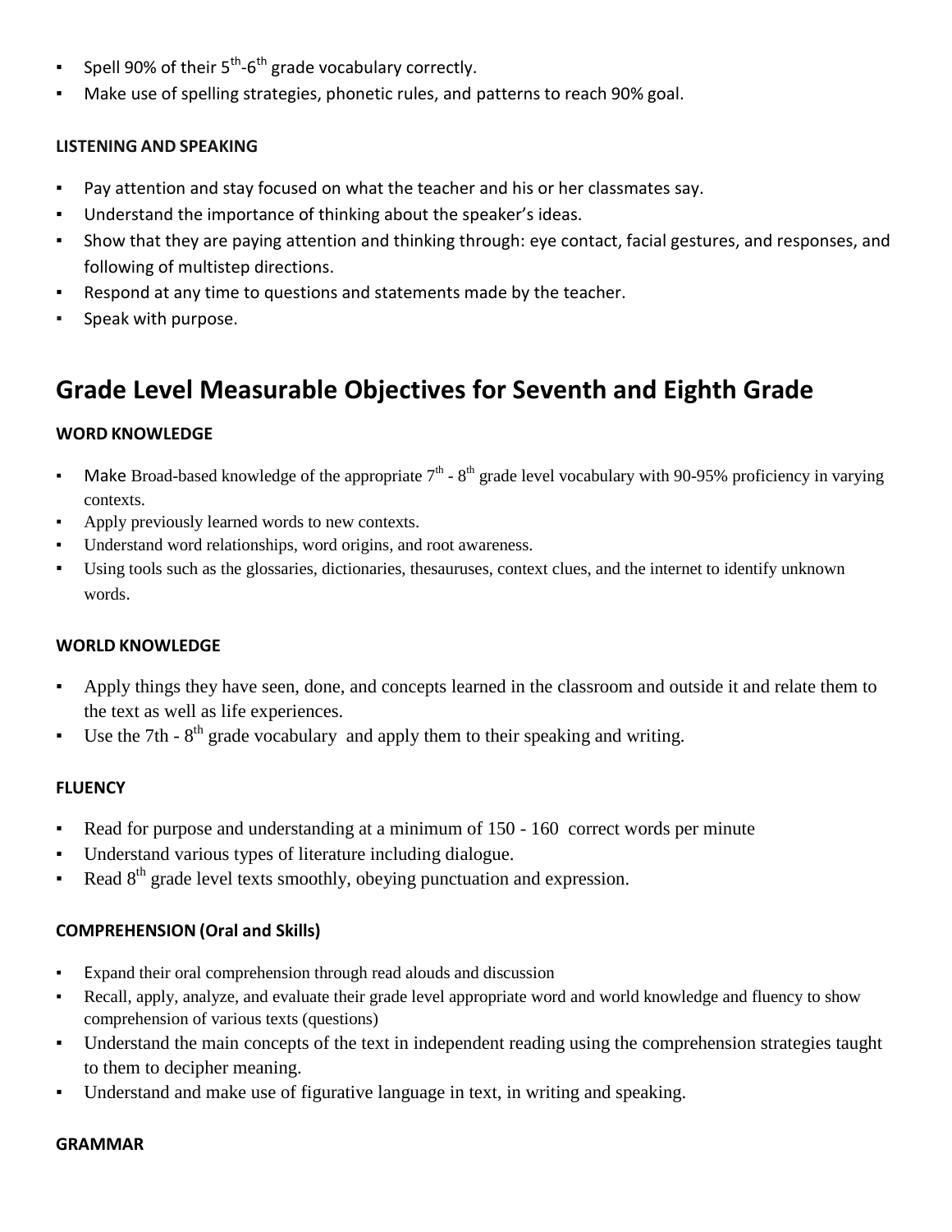- Spell 90% of their 5th-6th grade vocabulary correctly.
- Make use of spelling strategies, phonetic rules, and patterns to reach 90% goal.

**LISTENING AND SPEAKING**

- Pay attention and stay focused on what the teacher and his or her classmates say.
- Understand the importance of thinking about the speaker's ideas.
- Show that they are paying attention and thinking through: eye contact, facial gestures, and responses, and following of multistep directions.
- Respond at any time to questions and statements made by the teacher.
- Speak with purpose.

## Grade Level Measurable Objectives for Seventh and Eighth Grade

**WORD KNOWLEDGE**

- Make Broad-based knowledge of the appropriate 7th - 8th grade level vocabulary with 90-95% proficiency in varying contexts.
- Apply previously learned words to new contexts.
- Understand word relationships, word origins, and root awareness.
- Using tools such as the glossaries, dictionaries, thesauruses, context clues, and the internet to identify unknown words.

**WORLD KNOWLEDGE**

- Apply things they have seen, done, and concepts learned in the classroom and outside it and relate them to the text as well as life experiences.
- Use the 7th - 8th grade vocabulary and apply them to their speaking and writing.

**FLUENCY**

- Read for purpose and understanding at a minimum of 150 - 160 correct words per minute
- Understand various types of literature including dialogue.
- Read 8th grade level texts smoothly, obeying punctuation and expression.

**COMPREHENSION (Oral and Skills)**

- Expand their oral comprehension through read alouds and discussion
- Recall, apply, analyze, and evaluate their grade level appropriate word and world knowledge and fluency to show comprehension of various texts (questions)
- Understand the main concepts of the text in independent reading using the comprehension strategies taught to them to decipher meaning.
- Understand and make use of figurative language in text, in writing and speaking.

**GRAMMAR**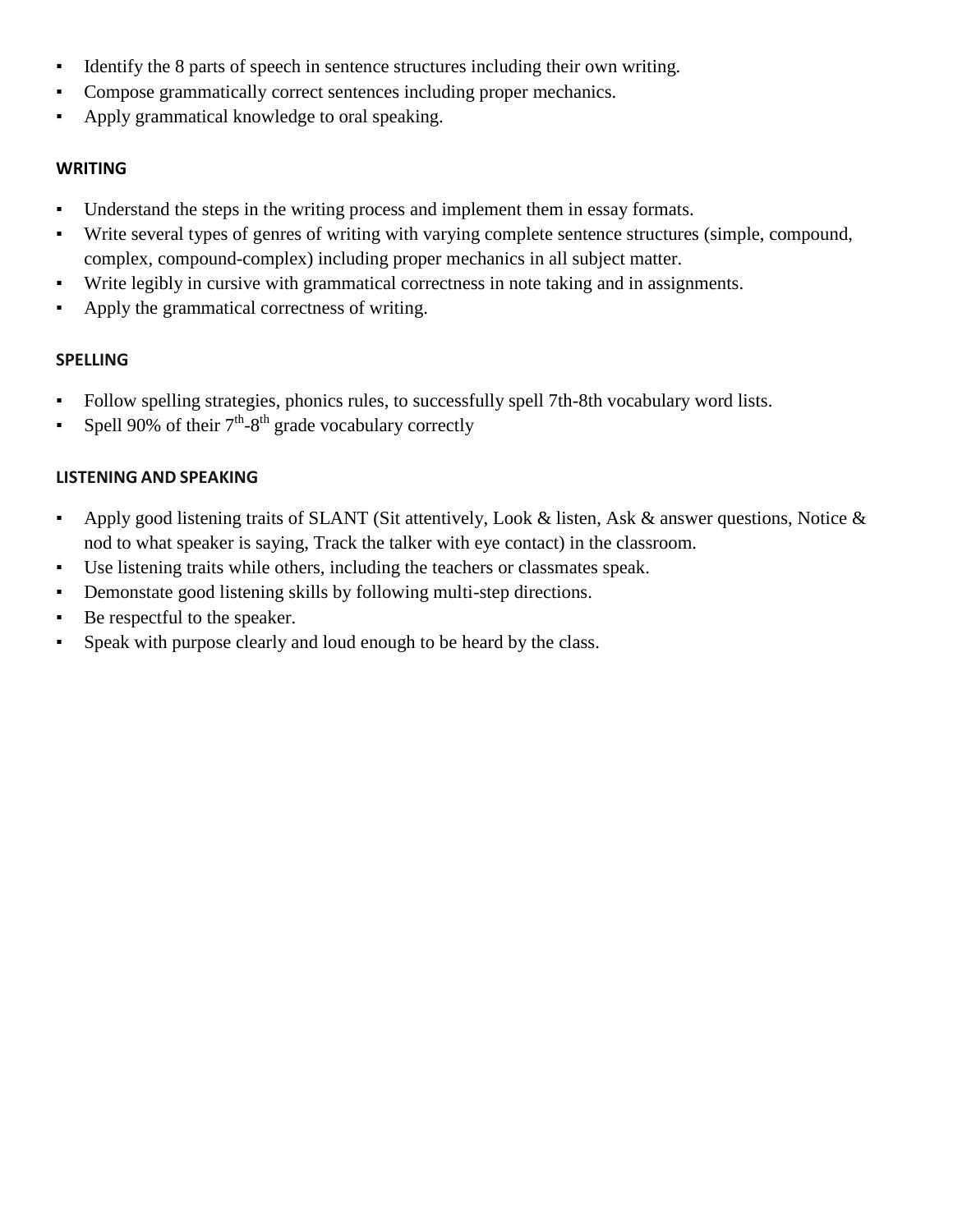- Identify the 8 parts of speech in sentence structures including their own writing.
- Compose grammatically correct sentences including proper mechanics.
- Apply grammatical knowledge to oral speaking.

**WRITING**

- Understand the steps in the writing process and implement them in essay formats.
- Write several types of genres of writing with varying complete sentence structures (simple, compound, complex, compound-complex) including proper mechanics in all subject matter.
- Write legibly in cursive with grammatical correctness in note taking and in assignments.
- Apply the grammatical correctness of writing.

**SPELLING**

- Follow spelling strategies, phonics rules, to successfully spell 7th-8th vocabulary word lists.
- Spell 90% of their 7th-8th grade vocabulary correctly

**LISTENING AND SPEAKING**

- Apply good listening traits of SLANT (Sit attentively, Look & listen, Ask & answer questions, Notice & nod to what speaker is saying, Track the talker with eye contact) in the classroom.
- Use listening traits while others, including the teachers or classmates speak.
- Demonstate good listening skills by following multi-step directions.
- Be respectful to the speaker.
- Speak with purpose clearly and loud enough to be heard by the class.